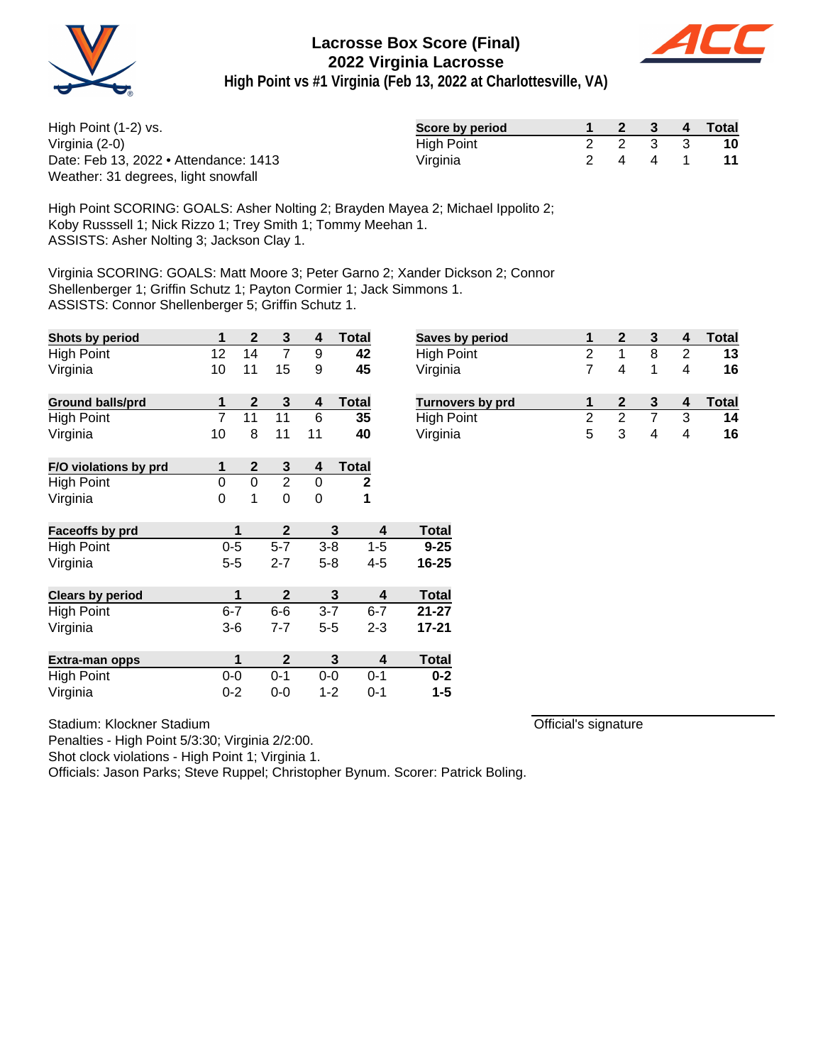# Lacrosse Box Score (Final)
## 2022 Virginia Lacrosse
### High Point vs #1 Virginia (Feb 13, 2022 at Charlottesville, VA)

High Point (1-2) vs.
Virginia (2-0)
Date: Feb 13, 2022 • Attendance: 1413
Weather: 31 degrees, light snowfall

| Score by period | 1 | 2 | 3 | 4 | Total |
|---|---|---|---|---|---|
| High Point | 2 | 2 | 3 | 3 | **10** |
| Virginia | 2 | 4 | 4 | 1 | **11** |

High Point SCORING: GOALS: Asher Nolting 2; Brayden Mayea 2; Michael Ippolito 2; Koby Russsell 1; Nick Rizzo 1; Trey Smith 1; Tommy Meehan 1.
ASSISTS: Asher Nolting 3; Jackson Clay 1.

Virginia SCORING: GOALS: Matt Moore 3; Peter Garno 2; Xander Dickson 2; Connor Shellenberger 1; Griffin Schutz 1; Payton Cormier 1; Jack Simmons 1.
ASSISTS: Connor Shellenberger 5; Griffin Schutz 1.

| Shots by period | 1 | 2 | 3 | 4 | Total |
|---|---|---|---|---|---|
| High Point | 12 | 14 | 7 | 9 | **42** |
| Virginia | 10 | 11 | 15 | 9 | **45** |

| Saves by period | 1 | 2 | 3 | 4 | Total |
|---|---|---|---|---|---|
| High Point | 2 | 1 | 8 | 2 | **13** |
| Virginia | 7 | 4 | 1 | 4 | **16** |

| Ground balls/prd | 1 | 2 | 3 | 4 | Total |
|---|---|---|---|---|---|
| High Point | 7 | 11 | 11 | 6 | **35** |
| Virginia | 10 | 8 | 11 | 11 | **40** |

| Turnovers by prd | 1 | 2 | 3 | 4 | Total |
|---|---|---|---|---|---|
| High Point | 2 | 2 | 7 | 3 | **14** |
| Virginia | 5 | 3 | 4 | 4 | **16** |

| F/O violations by prd | 1 | 2 | 3 | 4 | Total |
|---|---|---|---|---|---|
| High Point | 0 | 0 | 2 | 0 | **2** |
| Virginia | 0 | 1 | 0 | 0 | **1** |

| Faceoffs by prd | 1 | 2 | 3 | 4 | Total |
|---|---|---|---|---|---|
| High Point | 0-5 | 5-7 | 3-8 | 1-5 | **9-25** |
| Virginia | 5-5 | 2-7 | 5-8 | 4-5 | **16-25** |

| Clears by period | 1 | 2 | 3 | 4 | Total |
|---|---|---|---|---|---|
| High Point | 6-7 | 6-6 | 3-7 | 6-7 | **21-27** |
| Virginia | 3-6 | 7-7 | 5-5 | 2-3 | **17-21** |

| Extra-man opps | 1 | 2 | 3 | 4 | Total |
|---|---|---|---|---|---|
| High Point | 0-0 | 0-1 | 0-0 | 0-1 | **0-2** |
| Virginia | 0-2 | 0-0 | 1-2 | 0-1 | **1-5** |

Stadium: Klockner Stadium
Penalties - High Point 5/3:30; Virginia 2/2:00.
Shot clock violations - High Point 1; Virginia 1.
Officials: Jason Parks; Steve Ruppel; Christopher Bynum. Scorer: Patrick Boling.

Official's signature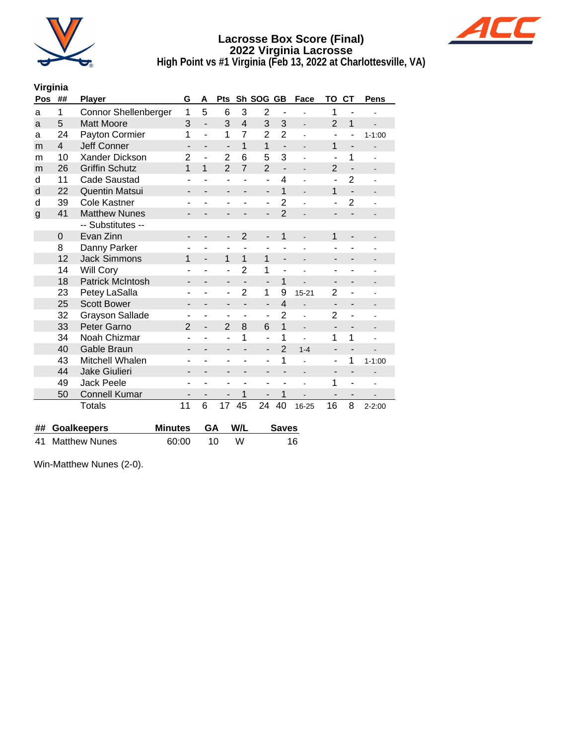# Lacrosse Box Score (Final)
## 2022 Virginia Lacrosse
### High Point vs #1 Virginia (Feb 13, 2022 at Charlottesville, VA)

**Virginia**

| Pos | ## | Player | G | A | Pts | Sh | SOG | GB | Face | TO | CT | Pens |
|---|---|---|---|---|---|---|---|---|---|---|---|---|
| a | 1 | Connor Shellenberger | 1 | 5 | 6 | 3 | 2 | - | - | 1 | - | - |
| a | 5 | Matt Moore | 3 | - | 3 | 4 | 3 | 3 | - | 2 | 1 | - |
| a | 24 | Payton Cormier | 1 | - | 1 | 7 | 2 | 2 | - | - | - | 1-1:00 |
| m | 4 | Jeff Conner | - | - | - | 1 | 1 | - | - | 1 | - | - |
| m | 10 | Xander Dickson | 2 | - | 2 | 6 | 5 | 3 | - | - | 1 | - |
| m | 26 | Griffin Schutz | 1 | 1 | 2 | 7 | 2 | - | - | 2 | - | - |
| d | 11 | Cade Saustad | - | - | - | - | - | 4 | - | - | 2 | - |
| d | 22 | Quentin Matsui | - | - | - | - | - | 1 | - | 1 | - | - |
| d | 39 | Cole Kastner | - | - | - | - | - | 2 | - | - | 2 | - |
| g | 41 | Matthew Nunes | - | - | - | - | - | 2 | - | - | - | - |
| | | -- Substitutes -- | | | | | | | | | | |
| | 0 | Evan Zinn | - | - | - | 2 | - | 1 | - | 1 | - | - |
| | 8 | Danny Parker | - | - | - | - | - | - | - | - | - | - |
| | 12 | Jack Simmons | 1 | - | 1 | 1 | 1 | - | - | - | - | - |
| | 14 | Will Cory | - | - | - | 2 | 1 | - | - | - | - | - |
| | 18 | Patrick McIntosh | - | - | - | - | - | 1 | - | - | - | - |
| | 23 | Petey LaSalla | - | - | - | 2 | 1 | 9 | 15-21 | 2 | - | - |
| | 25 | Scott Bower | - | - | - | - | - | 4 | - | - | - | - |
| | 32 | Grayson Sallade | - | - | - | - | - | 2 | - | 2 | - | - |
| | 33 | Peter Garno | 2 | - | 2 | 8 | 6 | 1 | - | - | - | - |
| | 34 | Noah Chizmar | - | - | - | 1 | - | 1 | - | 1 | 1 | - |
| | 40 | Gable Braun | - | - | - | - | - | 2 | 1-4 | - | - | - |
| | 43 | Mitchell Whalen | - | - | - | - | - | 1 | - | - | 1 | 1-1:00 |
| | 44 | Jake Giulieri | - | - | - | - | - | - | - | - | - | - |
| | 49 | Jack Peele | - | - | - | - | - | - | - | 1 | - | - |
| | 50 | Connell Kumar | - | - | - | 1 | - | 1 | - | - | - | - |
| | | Totals | 11 | 6 | 17 | 45 | 24 | 40 | 16-25 | 16 | 8 | 2-2:00 |

| ## | Goalkeepers | Minutes | GA | W/L | Saves |
|---|---|---|---|---|---|
| 41 | Matthew Nunes | 60:00 | 10 | W | 16 |

Win-Matthew Nunes (2-0).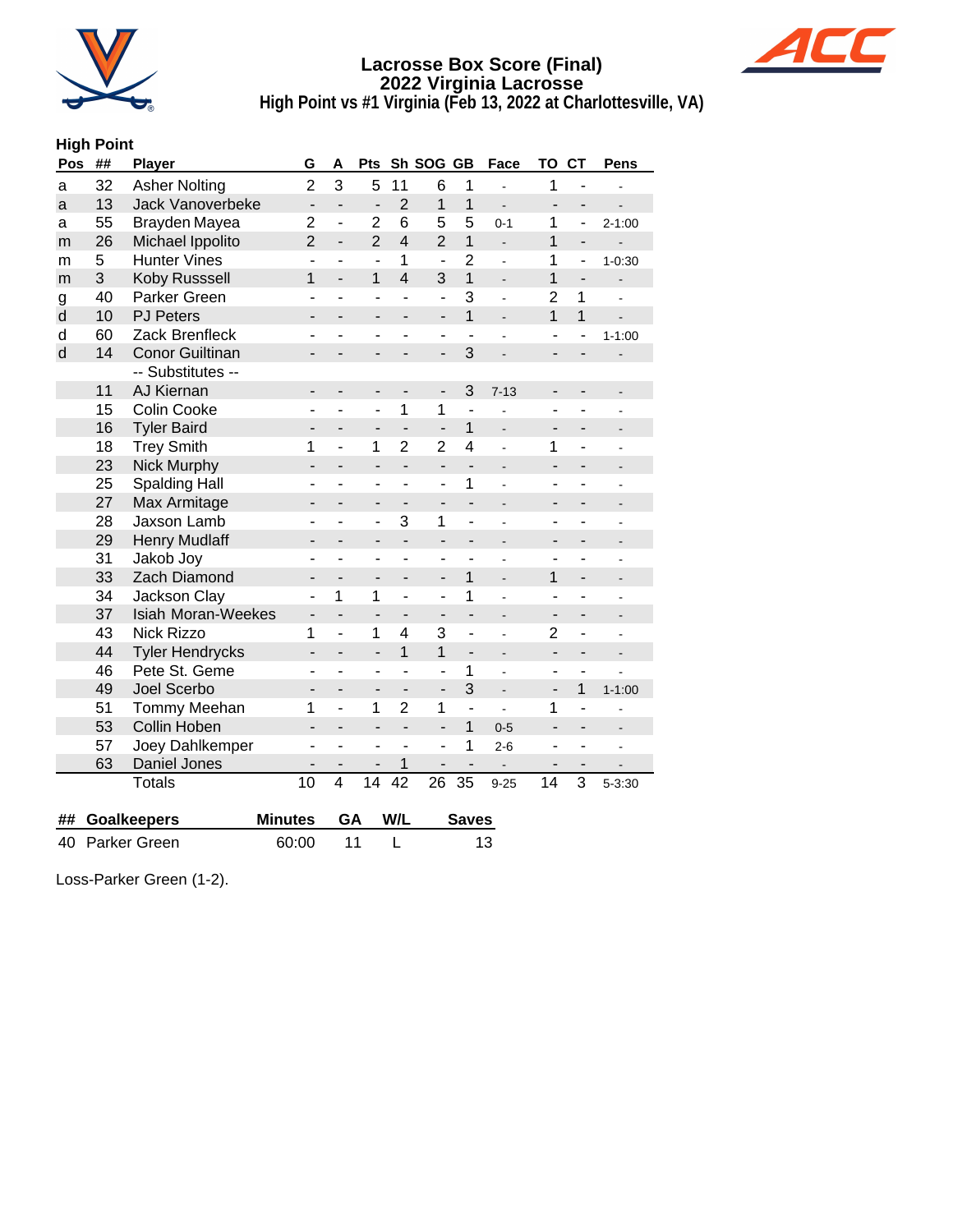# Lacrosse Box Score (Final)
## 2022 Virginia Lacrosse
### High Point vs #1 Virginia (Feb 13, 2022 at Charlottesville, VA)

**High Point**

| Pos | ## | Player | G | A | Pts | Sh | SOG | GB | Face | TO | CT | Pens |
|---|---|---|---|---|---|---|---|---|---|---|---|---|
| a | 32 | Asher Nolting | 2 | 3 | 5 | 11 | 6 | 1 | - | 1 | - | - |
| a | 13 | Jack Vanoverbeke | - | - | - | 2 | 1 | 1 | - | - | - | - |
| a | 55 | Brayden Mayea | 2 | - | 2 | 6 | 5 | 5 | 0-1 | 1 | - | 2-1:00 |
| m | 26 | Michael Ippolito | 2 | - | 2 | 4 | 2 | 1 | - | 1 | - | - |
| m | 5 | Hunter Vines | - | - | - | 1 | - | 2 | - | 1 | - | 1-0:30 |
| m | 3 | Koby Russsell | 1 | - | 1 | 4 | 3 | 1 | - | 1 | - | - |
| g | 40 | Parker Green | - | - | - | - | - | 3 | - | 2 | 1 | - |
| d | 10 | PJ Peters | - | - | - | - | - | 1 | - | 1 | 1 | - |
| d | 60 | Zack Brenfleck | - | - | - | - | - | - | - | - | - | 1-1:00 |
| d | 14 | Conor Guiltinan | - | - | - | - | - | 3 | - | - | - | - |
| | | -- Substitutes -- | | | | | | | | | | |
| | 11 | AJ Kiernan | - | - | - | - | - | 3 | 7-13 | - | - | - |
| | 15 | Colin Cooke | - | - | - | 1 | 1 | - | - | - | - | - |
| | 16 | Tyler Baird | - | - | - | - | - | 1 | - | - | - | - |
| | 18 | Trey Smith | 1 | - | 1 | 2 | 2 | 4 | - | 1 | - | - |
| | 23 | Nick Murphy | - | - | - | - | - | - | - | - | - | - |
| | 25 | Spalding Hall | - | - | - | - | - | 1 | - | - | - | - |
| | 27 | Max Armitage | - | - | - | - | - | - | - | - | - | - |
| | 28 | Jaxson Lamb | - | - | - | 3 | 1 | - | - | - | - | - |
| | 29 | Henry Mudlaff | - | - | - | - | - | - | - | - | - | - |
| | 31 | Jakob Joy | - | - | - | - | - | - | - | - | - | - |
| | 33 | Zach Diamond | - | - | - | - | - | 1 | - | 1 | - | - |
| | 34 | Jackson Clay | - | 1 | 1 | - | - | 1 | - | - | - | - |
| | 37 | Isiah Moran-Weekes | - | - | - | - | - | - | - | - | - | - |
| | 43 | Nick Rizzo | 1 | - | 1 | 4 | 3 | - | - | 2 | - | - |
| | 44 | Tyler Hendrycks | - | - | - | 1 | 1 | - | - | - | - | - |
| | 46 | Pete St. Geme | - | - | - | - | - | 1 | - | - | - | - |
| | 49 | Joel Scerbo | - | - | - | - | - | 3 | - | - | 1 | 1-1:00 |
| | 51 | Tommy Meehan | 1 | - | 1 | 2 | 1 | - | - | 1 | - | - |
| | 53 | Collin Hoben | - | - | - | - | - | 1 | 0-5 | - | - | - |
| | 57 | Joey Dahlkemper | - | - | - | - | - | 1 | 2-6 | - | - | - |
| | 63 | Daniel Jones | - | - | - | 1 | - | - | - | - | - | - |
| | | Totals | 10 | 4 | 14 | 42 | 26 | 35 | 9-25 | 14 | 3 | 5-3:30 |

| ## | Goalkeepers | Minutes | GA | W/L | Saves |
|---|---|---|---|---|---|
| 40 | Parker Green | 60:00 | 11 | L | 13 |

Loss-Parker Green (1-2).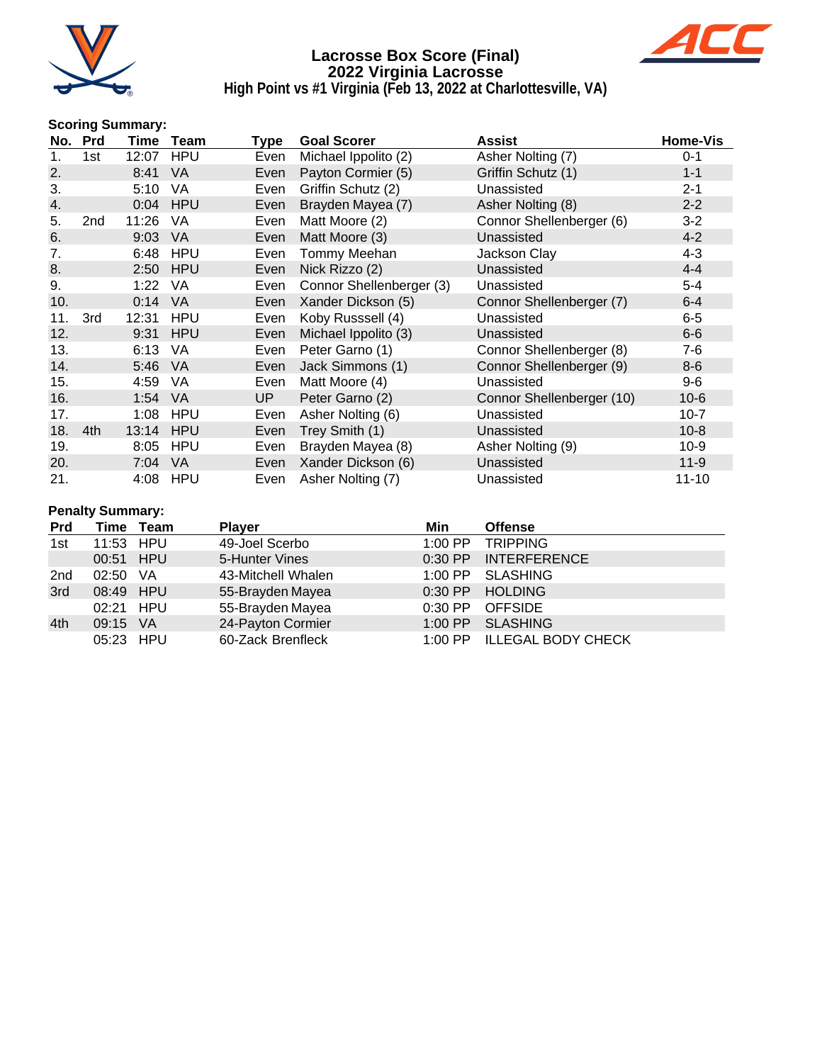# Lacrosse Box Score (Final)
## 2022 Virginia Lacrosse
### High Point vs #1 Virginia (Feb 13, 2022 at Charlottesville, VA)

**Scoring Summary:**

| No. | Prd | Time | Team | Type | Goal Scorer | Assist | Home-Vis |
|---|---|---|---|---|---|---|---|
| 1. | 1st | 12:07 | HPU | Even | Michael Ippolito (2) | Asher Nolting (7) | 0-1 |
| 2. | | 8:41 | VA | Even | Payton Cormier (5) | Griffin Schutz (1) | 1-1 |
| 3. | | 5:10 | VA | Even | Griffin Schutz (2) | Unassisted | 2-1 |
| 4. | | 0:04 | HPU | Even | Brayden Mayea (7) | Asher Nolting (8) | 2-2 |
| 5. | 2nd | 11:26 | VA | Even | Matt Moore (2) | Connor Shellenberger (6) | 3-2 |
| 6. | | 9:03 | VA | Even | Matt Moore (3) | Unassisted | 4-2 |
| 7. | | 6:48 | HPU | Even | Tommy Meehan | Jackson Clay | 4-3 |
| 8. | | 2:50 | HPU | Even | Nick Rizzo (2) | Unassisted | 4-4 |
| 9. | | 1:22 | VA | Even | Connor Shellenberger (3) | Unassisted | 5-4 |
| 10. | | 0:14 | VA | Even | Xander Dickson (5) | Connor Shellenberger (7) | 6-4 |
| 11. | 3rd | 12:31 | HPU | Even | Koby Russsell (4) | Unassisted | 6-5 |
| 12. | | 9:31 | HPU | Even | Michael Ippolito (3) | Unassisted | 6-6 |
| 13. | | 6:13 | VA | Even | Peter Garno (1) | Connor Shellenberger (8) | 7-6 |
| 14. | | 5:46 | VA | Even | Jack Simmons (1) | Connor Shellenberger (9) | 8-6 |
| 15. | | 4:59 | VA | Even | Matt Moore (4) | Unassisted | 9-6 |
| 16. | | 1:54 | VA | UP | Peter Garno (2) | Connor Shellenberger (10) | 10-6 |
| 17. | | 1:08 | HPU | Even | Asher Nolting (6) | Unassisted | 10-7 |
| 18. | 4th | 13:14 | HPU | Even | Trey Smith (1) | Unassisted | 10-8 |
| 19. | | 8:05 | HPU | Even | Brayden Mayea (8) | Asher Nolting (9) | 10-9 |
| 20. | | 7:04 | VA | Even | Xander Dickson (6) | Unassisted | 11-9 |
| 21. | | 4:08 | HPU | Even | Asher Nolting (7) | Unassisted | 11-10 |

**Penalty Summary:**

| Prd | Time | Team | Player | Min | Offense |
|---|---|---|---|---|---|
| 1st | 11:53 | HPU | 49-Joel Scerbo | 1:00 PP | TRIPPING |
| | 00:51 | HPU | 5-Hunter Vines | 0:30 PP | INTERFERENCE |
| 2nd | 02:50 | VA | 43-Mitchell Whalen | 1:00 PP | SLASHING |
| 3rd | 08:49 | HPU | 55-Brayden Mayea | 0:30 PP | HOLDING |
| | 02:21 | HPU | 55-Brayden Mayea | 0:30 PP | OFFSIDE |
| 4th | 09:15 | VA | 24-Payton Cormier | 1:00 PP | SLASHING |
| | 05:23 | HPU | 60-Zack Brenfleck | 1:00 PP | ILLEGAL BODY CHECK |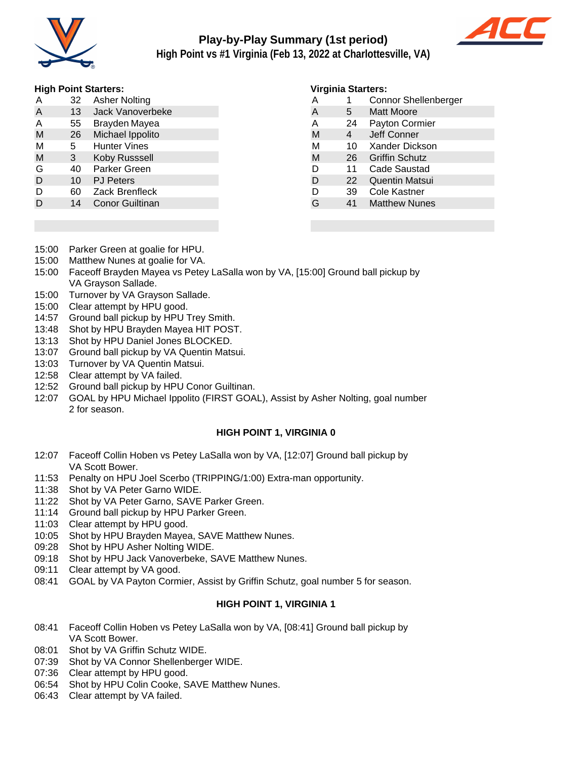# Play-by-Play Summary (1st period)

## High Point vs #1 Virginia (Feb 13, 2022 at Charlottesville, VA)

**High Point Starters:**

| Pos | No. | Name |
|---|---|---|
| A | 32 | Asher Nolting |
| A | 13 | Jack Vanoverbeke |
| A | 55 | Brayden Mayea |
| M | 26 | Michael Ippolito |
| M | 5 | Hunter Vines |
| M | 3 | Koby Russsell |
| G | 40 | Parker Green |
| D | 10 | PJ Peters |
| D | 60 | Zack Brenfleck |
| D | 14 | Conor Guiltinan |

**Virginia Starters:**

| Pos | No. | Name |
|---|---|---|
| A | 1 | Connor Shellenberger |
| A | 5 | Matt Moore |
| A | 24 | Payton Cormier |
| M | 4 | Jeff Conner |
| M | 10 | Xander Dickson |
| M | 26 | Griffin Schutz |
| D | 11 | Cade Saustad |
| D | 22 | Quentin Matsui |
| D | 39 | Cole Kastner |
| G | 41 | Matthew Nunes |

- 15:00 Parker Green at goalie for HPU.
- 15:00 Matthew Nunes at goalie for VA.
- 15:00 Faceoff Brayden Mayea vs Petey LaSalla won by VA, [15:00] Ground ball pickup by VA Grayson Sallade.
- 15:00 Turnover by VA Grayson Sallade.
- 15:00 Clear attempt by HPU good.
- 14:57 Ground ball pickup by HPU Trey Smith.
- 13:48 Shot by HPU Brayden Mayea HIT POST.
- 13:13 Shot by HPU Daniel Jones BLOCKED.
- 13:07 Ground ball pickup by VA Quentin Matsui.
- 13:03 Turnover by VA Quentin Matsui.
- 12:58 Clear attempt by VA failed.
- 12:52 Ground ball pickup by HPU Conor Guiltinan.
- 12:07 GOAL by HPU Michael Ippolito (FIRST GOAL), Assist by Asher Nolting, goal number 2 for season.

**HIGH POINT 1, VIRGINIA 0**

- 12:07 Faceoff Collin Hoben vs Petey LaSalla won by VA, [12:07] Ground ball pickup by VA Scott Bower.
- 11:53 Penalty on HPU Joel Scerbo (TRIPPING/1:00) Extra-man opportunity.
- 11:38 Shot by VA Peter Garno WIDE.
- 11:22 Shot by VA Peter Garno, SAVE Parker Green.
- 11:14 Ground ball pickup by HPU Parker Green.
- 11:03 Clear attempt by HPU good.
- 10:05 Shot by HPU Brayden Mayea, SAVE Matthew Nunes.
- 09:28 Shot by HPU Asher Nolting WIDE.
- 09:18 Shot by HPU Jack Vanoverbeke, SAVE Matthew Nunes.
- 09:11 Clear attempt by VA good.
- 08:41 GOAL by VA Payton Cormier, Assist by Griffin Schutz, goal number 5 for season.

**HIGH POINT 1, VIRGINIA 1**

- 08:41 Faceoff Collin Hoben vs Petey LaSalla won by VA, [08:41] Ground ball pickup by VA Scott Bower.
- 08:01 Shot by VA Griffin Schutz WIDE.
- 07:39 Shot by VA Connor Shellenberger WIDE.
- 07:36 Clear attempt by HPU good.
- 06:54 Shot by HPU Colin Cooke, SAVE Matthew Nunes.
- 06:43 Clear attempt by VA failed.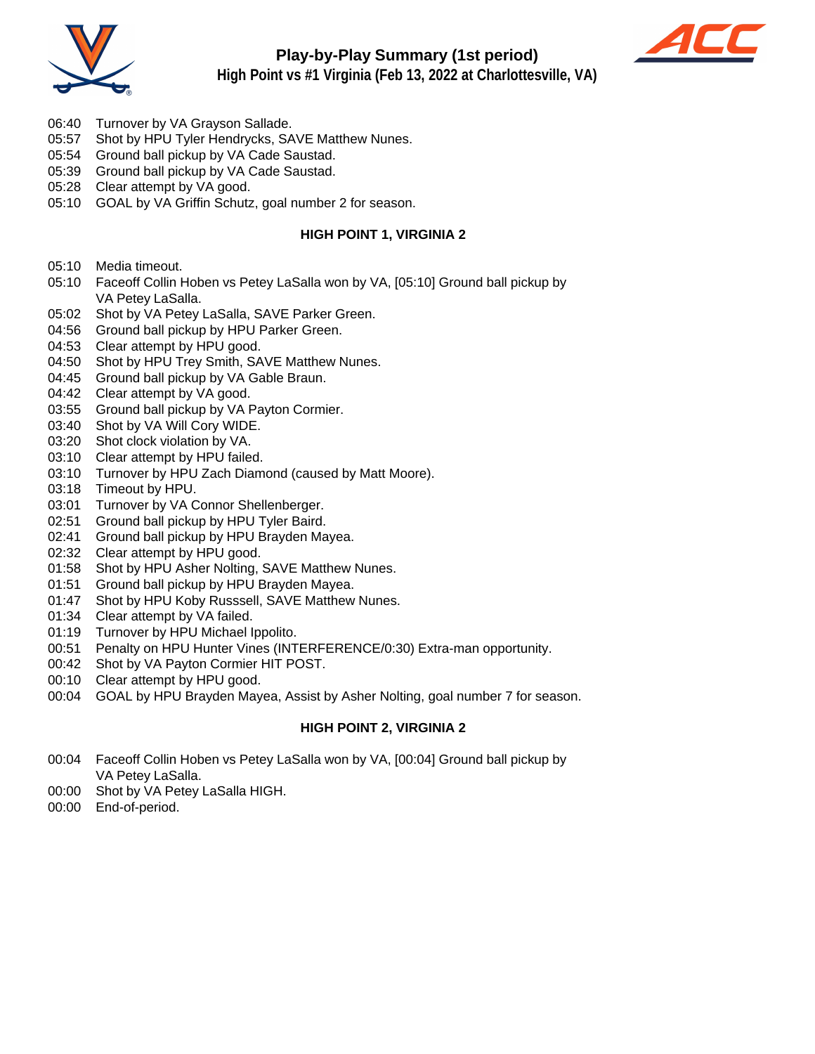## Play-by-Play Summary (1st period)

### High Point vs #1 Virginia (Feb 13, 2022 at Charlottesville, VA)

06:40 Turnover by VA Grayson Sallade.
05:57 Shot by HPU Tyler Hendrycks, SAVE Matthew Nunes.
05:54 Ground ball pickup by VA Cade Saustad.
05:39 Ground ball pickup by VA Cade Saustad.
05:28 Clear attempt by VA good.
05:10 GOAL by VA Griffin Schutz, goal number 2 for season.

**HIGH POINT 1, VIRGINIA 2**

05:10 Media timeout.
05:10 Faceoff Collin Hoben vs Petey LaSalla won by VA, [05:10] Ground ball pickup by VA Petey LaSalla.
05:02 Shot by VA Petey LaSalla, SAVE Parker Green.
04:56 Ground ball pickup by HPU Parker Green.
04:53 Clear attempt by HPU good.
04:50 Shot by HPU Trey Smith, SAVE Matthew Nunes.
04:45 Ground ball pickup by VA Gable Braun.
04:42 Clear attempt by VA good.
03:55 Ground ball pickup by VA Payton Cormier.
03:40 Shot by VA Will Cory WIDE.
03:20 Shot clock violation by VA.
03:10 Clear attempt by HPU failed.
03:10 Turnover by HPU Zach Diamond (caused by Matt Moore).
03:18 Timeout by HPU.
03:01 Turnover by VA Connor Shellenberger.
02:51 Ground ball pickup by HPU Tyler Baird.
02:41 Ground ball pickup by HPU Brayden Mayea.
02:32 Clear attempt by HPU good.
01:58 Shot by HPU Asher Nolting, SAVE Matthew Nunes.
01:51 Ground ball pickup by HPU Brayden Mayea.
01:47 Shot by HPU Koby Russsell, SAVE Matthew Nunes.
01:34 Clear attempt by VA failed.
01:19 Turnover by HPU Michael Ippolito.
00:51 Penalty on HPU Hunter Vines (INTERFERENCE/0:30) Extra-man opportunity.
00:42 Shot by VA Payton Cormier HIT POST.
00:10 Clear attempt by HPU good.
00:04 GOAL by HPU Brayden Mayea, Assist by Asher Nolting, goal number 7 for season.

**HIGH POINT 2, VIRGINIA 2**

00:04 Faceoff Collin Hoben vs Petey LaSalla won by VA, [00:04] Ground ball pickup by VA Petey LaSalla.
00:00 Shot by VA Petey LaSalla HIGH.
00:00 End-of-period.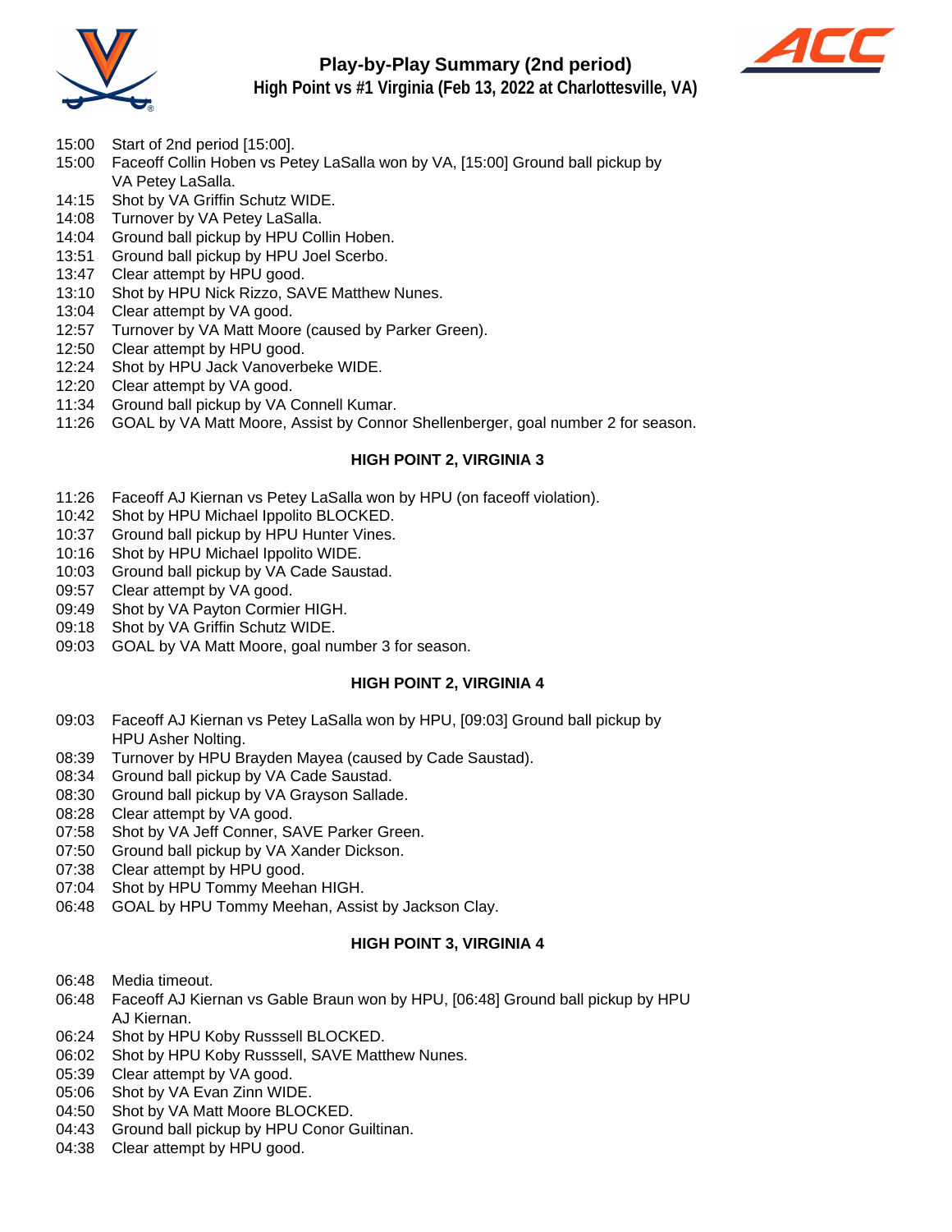## Play-by-Play Summary (2nd period)

### High Point vs #1 Virginia (Feb 13, 2022 at Charlottesville, VA)

15:00 Start of 2nd period [15:00].
15:00 Faceoff Collin Hoben vs Petey LaSalla won by VA, [15:00] Ground ball pickup by VA Petey LaSalla.
14:15 Shot by VA Griffin Schutz WIDE.
14:08 Turnover by VA Petey LaSalla.
14:04 Ground ball pickup by HPU Collin Hoben.
13:51 Ground ball pickup by HPU Joel Scerbo.
13:47 Clear attempt by HPU good.
13:10 Shot by HPU Nick Rizzo, SAVE Matthew Nunes.
13:04 Clear attempt by VA good.
12:57 Turnover by VA Matt Moore (caused by Parker Green).
12:50 Clear attempt by HPU good.
12:24 Shot by HPU Jack Vanoverbeke WIDE.
12:20 Clear attempt by VA good.
11:34 Ground ball pickup by VA Connell Kumar.
11:26 GOAL by VA Matt Moore, Assist by Connor Shellenberger, goal number 2 for season.

**HIGH POINT 2, VIRGINIA 3**

11:26 Faceoff AJ Kiernan vs Petey LaSalla won by HPU (on faceoff violation).
10:42 Shot by HPU Michael Ippolito BLOCKED.
10:37 Ground ball pickup by HPU Hunter Vines.
10:16 Shot by HPU Michael Ippolito WIDE.
10:03 Ground ball pickup by VA Cade Saustad.
09:57 Clear attempt by VA good.
09:49 Shot by VA Payton Cormier HIGH.
09:18 Shot by VA Griffin Schutz WIDE.
09:03 GOAL by VA Matt Moore, goal number 3 for season.

**HIGH POINT 2, VIRGINIA 4**

09:03 Faceoff AJ Kiernan vs Petey LaSalla won by HPU, [09:03] Ground ball pickup by HPU Asher Nolting.
08:39 Turnover by HPU Brayden Mayea (caused by Cade Saustad).
08:34 Ground ball pickup by VA Cade Saustad.
08:30 Ground ball pickup by VA Grayson Sallade.
08:28 Clear attempt by VA good.
07:58 Shot by VA Jeff Conner, SAVE Parker Green.
07:50 Ground ball pickup by VA Xander Dickson.
07:38 Clear attempt by HPU good.
07:04 Shot by HPU Tommy Meehan HIGH.
06:48 GOAL by HPU Tommy Meehan, Assist by Jackson Clay.

**HIGH POINT 3, VIRGINIA 4**

06:48 Media timeout.
06:48 Faceoff AJ Kiernan vs Gable Braun won by HPU, [06:48] Ground ball pickup by HPU AJ Kiernan.
06:24 Shot by HPU Koby Russsell BLOCKED.
06:02 Shot by HPU Koby Russsell, SAVE Matthew Nunes.
05:39 Clear attempt by VA good.
05:06 Shot by VA Evan Zinn WIDE.
04:50 Shot by VA Matt Moore BLOCKED.
04:43 Ground ball pickup by HPU Conor Guiltinan.
04:38 Clear attempt by HPU good.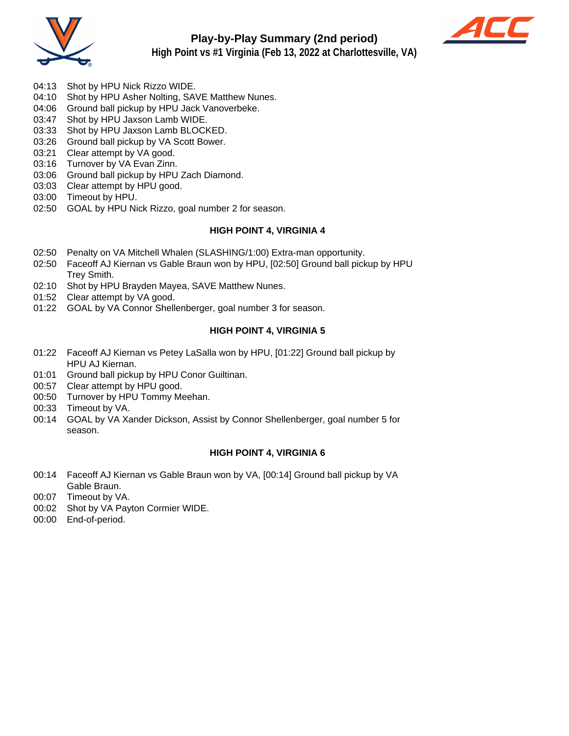# Play-by-Play Summary (2nd period)

## High Point vs #1 Virginia (Feb 13, 2022 at Charlottesville, VA)

04:13 Shot by HPU Nick Rizzo WIDE.
04:10 Shot by HPU Asher Nolting, SAVE Matthew Nunes.
04:06 Ground ball pickup by HPU Jack Vanoverbeke.
03:47 Shot by HPU Jaxson Lamb WIDE.
03:33 Shot by HPU Jaxson Lamb BLOCKED.
03:26 Ground ball pickup by VA Scott Bower.
03:21 Clear attempt by VA good.
03:16 Turnover by VA Evan Zinn.
03:06 Ground ball pickup by HPU Zach Diamond.
03:03 Clear attempt by HPU good.
03:00 Timeout by HPU.
02:50 GOAL by HPU Nick Rizzo, goal number 2 for season.

**HIGH POINT 4, VIRGINIA 4**

02:50 Penalty on VA Mitchell Whalen (SLASHING/1:00) Extra-man opportunity.
02:50 Faceoff AJ Kiernan vs Gable Braun won by HPU, [02:50] Ground ball pickup by HPU Trey Smith.
02:10 Shot by HPU Brayden Mayea, SAVE Matthew Nunes.
01:52 Clear attempt by VA good.
01:22 GOAL by VA Connor Shellenberger, goal number 3 for season.

**HIGH POINT 4, VIRGINIA 5**

01:22 Faceoff AJ Kiernan vs Petey LaSalla won by HPU, [01:22] Ground ball pickup by HPU AJ Kiernan.
01:01 Ground ball pickup by HPU Conor Guiltinan.
00:57 Clear attempt by HPU good.
00:50 Turnover by HPU Tommy Meehan.
00:33 Timeout by VA.
00:14 GOAL by VA Xander Dickson, Assist by Connor Shellenberger, goal number 5 for season.

**HIGH POINT 4, VIRGINIA 6**

00:14 Faceoff AJ Kiernan vs Gable Braun won by VA, [00:14] Ground ball pickup by VA Gable Braun.
00:07 Timeout by VA.
00:02 Shot by VA Payton Cormier WIDE.
00:00 End-of-period.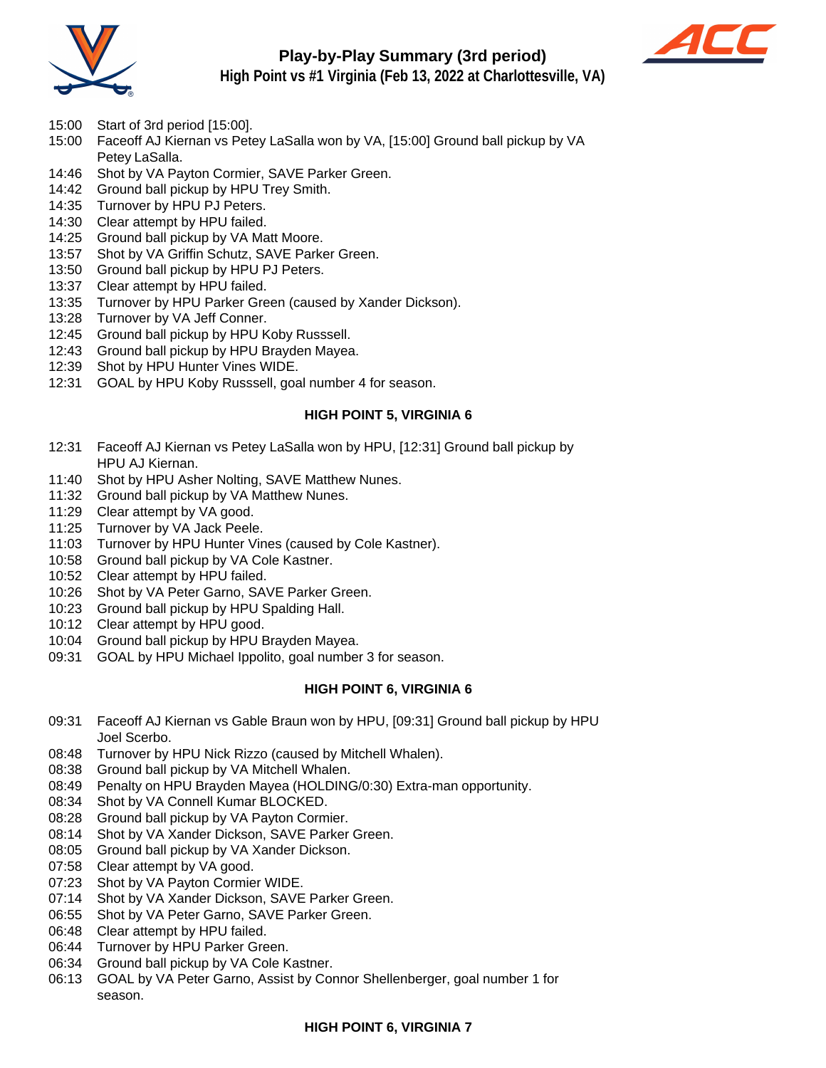# Play-by-Play Summary (3rd period)

## High Point vs #1 Virginia (Feb 13, 2022 at Charlottesville, VA)

15:00 Start of 3rd period [15:00].
15:00 Faceoff AJ Kiernan vs Petey LaSalla won by VA, [15:00] Ground ball pickup by VA Petey LaSalla.
14:46 Shot by VA Payton Cormier, SAVE Parker Green.
14:42 Ground ball pickup by HPU Trey Smith.
14:35 Turnover by HPU PJ Peters.
14:30 Clear attempt by HPU failed.
14:25 Ground ball pickup by VA Matt Moore.
13:57 Shot by VA Griffin Schutz, SAVE Parker Green.
13:50 Ground ball pickup by HPU PJ Peters.
13:37 Clear attempt by HPU failed.
13:35 Turnover by HPU Parker Green (caused by Xander Dickson).
13:28 Turnover by VA Jeff Conner.
12:45 Ground ball pickup by HPU Koby Russsell.
12:43 Ground ball pickup by HPU Brayden Mayea.
12:39 Shot by HPU Hunter Vines WIDE.
12:31 GOAL by HPU Koby Russsell, goal number 4 for season.

**HIGH POINT 5, VIRGINIA 6**

12:31 Faceoff AJ Kiernan vs Petey LaSalla won by HPU, [12:31] Ground ball pickup by HPU AJ Kiernan.
11:40 Shot by HPU Asher Nolting, SAVE Matthew Nunes.
11:32 Ground ball pickup by VA Matthew Nunes.
11:29 Clear attempt by VA good.
11:25 Turnover by VA Jack Peele.
11:03 Turnover by HPU Hunter Vines (caused by Cole Kastner).
10:58 Ground ball pickup by VA Cole Kastner.
10:52 Clear attempt by HPU failed.
10:26 Shot by VA Peter Garno, SAVE Parker Green.
10:23 Ground ball pickup by HPU Spalding Hall.
10:12 Clear attempt by HPU good.
10:04 Ground ball pickup by HPU Brayden Mayea.
09:31 GOAL by HPU Michael Ippolito, goal number 3 for season.

**HIGH POINT 6, VIRGINIA 6**

09:31 Faceoff AJ Kiernan vs Gable Braun won by HPU, [09:31] Ground ball pickup by HPU Joel Scerbo.
08:48 Turnover by HPU Nick Rizzo (caused by Mitchell Whalen).
08:38 Ground ball pickup by VA Mitchell Whalen.
08:49 Penalty on HPU Brayden Mayea (HOLDING/0:30) Extra-man opportunity.
08:34 Shot by VA Connell Kumar BLOCKED.
08:28 Ground ball pickup by VA Payton Cormier.
08:14 Shot by VA Xander Dickson, SAVE Parker Green.
08:05 Ground ball pickup by VA Xander Dickson.
07:58 Clear attempt by VA good.
07:23 Shot by VA Payton Cormier WIDE.
07:14 Shot by VA Xander Dickson, SAVE Parker Green.
06:55 Shot by VA Peter Garno, SAVE Parker Green.
06:48 Clear attempt by HPU failed.
06:44 Turnover by HPU Parker Green.
06:34 Ground ball pickup by VA Cole Kastner.
06:13 GOAL by VA Peter Garno, Assist by Connor Shellenberger, goal number 1 for season.

**HIGH POINT 6, VIRGINIA 7**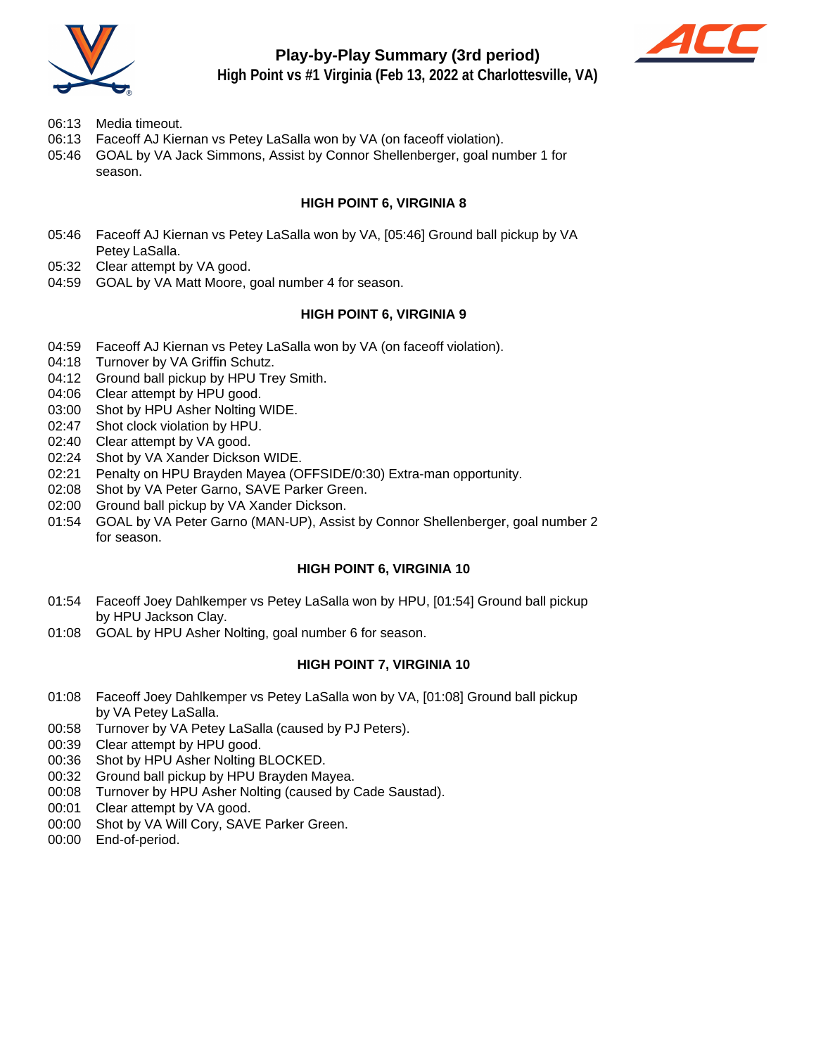# Play-by-Play Summary (3rd period)

## High Point vs #1 Virginia (Feb 13, 2022 at Charlottesville, VA)

- 06:13 Media timeout.
- 06:13 Faceoff AJ Kiernan vs Petey LaSalla won by VA (on faceoff violation).
- 05:46 GOAL by VA Jack Simmons, Assist by Connor Shellenberger, goal number 1 for season.

**HIGH POINT 6, VIRGINIA 8**

- 05:46 Faceoff AJ Kiernan vs Petey LaSalla won by VA, [05:46] Ground ball pickup by VA Petey LaSalla.
- 05:32 Clear attempt by VA good.
- 04:59 GOAL by VA Matt Moore, goal number 4 for season.

**HIGH POINT 6, VIRGINIA 9**

- 04:59 Faceoff AJ Kiernan vs Petey LaSalla won by VA (on faceoff violation).
- 04:18 Turnover by VA Griffin Schutz.
- 04:12 Ground ball pickup by HPU Trey Smith.
- 04:06 Clear attempt by HPU good.
- 03:00 Shot by HPU Asher Nolting WIDE.
- 02:47 Shot clock violation by HPU.
- 02:40 Clear attempt by VA good.
- 02:24 Shot by VA Xander Dickson WIDE.
- 02:21 Penalty on HPU Brayden Mayea (OFFSIDE/0:30) Extra-man opportunity.
- 02:08 Shot by VA Peter Garno, SAVE Parker Green.
- 02:00 Ground ball pickup by VA Xander Dickson.
- 01:54 GOAL by VA Peter Garno (MAN-UP), Assist by Connor Shellenberger, goal number 2 for season.

**HIGH POINT 6, VIRGINIA 10**

- 01:54 Faceoff Joey Dahlkemper vs Petey LaSalla won by HPU, [01:54] Ground ball pickup by HPU Jackson Clay.
- 01:08 GOAL by HPU Asher Nolting, goal number 6 for season.

**HIGH POINT 7, VIRGINIA 10**

- 01:08 Faceoff Joey Dahlkemper vs Petey LaSalla won by VA, [01:08] Ground ball pickup by VA Petey LaSalla.
- 00:58 Turnover by VA Petey LaSalla (caused by PJ Peters).
- 00:39 Clear attempt by HPU good.
- 00:36 Shot by HPU Asher Nolting BLOCKED.
- 00:32 Ground ball pickup by HPU Brayden Mayea.
- 00:08 Turnover by HPU Asher Nolting (caused by Cade Saustad).
- 00:01 Clear attempt by VA good.
- 00:00 Shot by VA Will Cory, SAVE Parker Green.
- 00:00 End-of-period.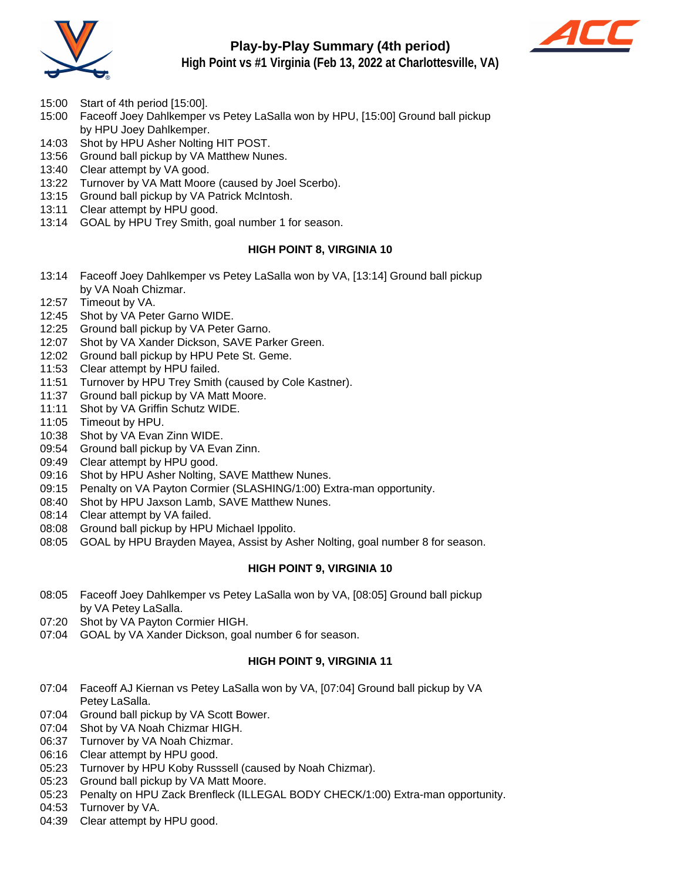# Play-by-Play Summary (4th period)

## High Point vs #1 Virginia (Feb 13, 2022 at Charlottesville, VA)

15:00 Start of 4th period [15:00].
15:00 Faceoff Joey Dahlkemper vs Petey LaSalla won by HPU, [15:00] Ground ball pickup by HPU Joey Dahlkemper.
14:03 Shot by HPU Asher Nolting HIT POST.
13:56 Ground ball pickup by VA Matthew Nunes.
13:40 Clear attempt by VA good.
13:22 Turnover by VA Matt Moore (caused by Joel Scerbo).
13:15 Ground ball pickup by VA Patrick McIntosh.
13:11 Clear attempt by HPU good.
13:14 GOAL by HPU Trey Smith, goal number 1 for season.

**HIGH POINT 8, VIRGINIA 10**

13:14 Faceoff Joey Dahlkemper vs Petey LaSalla won by VA, [13:14] Ground ball pickup by VA Noah Chizmar.
12:57 Timeout by VA.
12:45 Shot by VA Peter Garno WIDE.
12:25 Ground ball pickup by VA Peter Garno.
12:07 Shot by VA Xander Dickson, SAVE Parker Green.
12:02 Ground ball pickup by HPU Pete St. Geme.
11:53 Clear attempt by HPU failed.
11:51 Turnover by HPU Trey Smith (caused by Cole Kastner).
11:37 Ground ball pickup by VA Matt Moore.
11:11 Shot by VA Griffin Schutz WIDE.
11:05 Timeout by HPU.
10:38 Shot by VA Evan Zinn WIDE.
09:54 Ground ball pickup by VA Evan Zinn.
09:49 Clear attempt by HPU good.
09:16 Shot by HPU Asher Nolting, SAVE Matthew Nunes.
09:15 Penalty on VA Payton Cormier (SLASHING/1:00) Extra-man opportunity.
08:40 Shot by HPU Jaxson Lamb, SAVE Matthew Nunes.
08:14 Clear attempt by VA failed.
08:08 Ground ball pickup by HPU Michael Ippolito.
08:05 GOAL by HPU Brayden Mayea, Assist by Asher Nolting, goal number 8 for season.

**HIGH POINT 9, VIRGINIA 10**

08:05 Faceoff Joey Dahlkemper vs Petey LaSalla won by VA, [08:05] Ground ball pickup by VA Petey LaSalla.
07:20 Shot by VA Payton Cormier HIGH.
07:04 GOAL by VA Xander Dickson, goal number 6 for season.

**HIGH POINT 9, VIRGINIA 11**

07:04 Faceoff AJ Kiernan vs Petey LaSalla won by VA, [07:04] Ground ball pickup by VA Petey LaSalla.
07:04 Ground ball pickup by VA Scott Bower.
07:04 Shot by VA Noah Chizmar HIGH.
06:37 Turnover by VA Noah Chizmar.
06:16 Clear attempt by HPU good.
05:23 Turnover by HPU Koby Russsell (caused by Noah Chizmar).
05:23 Ground ball pickup by VA Matt Moore.
05:23 Penalty on HPU Zack Brenfleck (ILLEGAL BODY CHECK/1:00) Extra-man opportunity.
04:53 Turnover by VA.
04:39 Clear attempt by HPU good.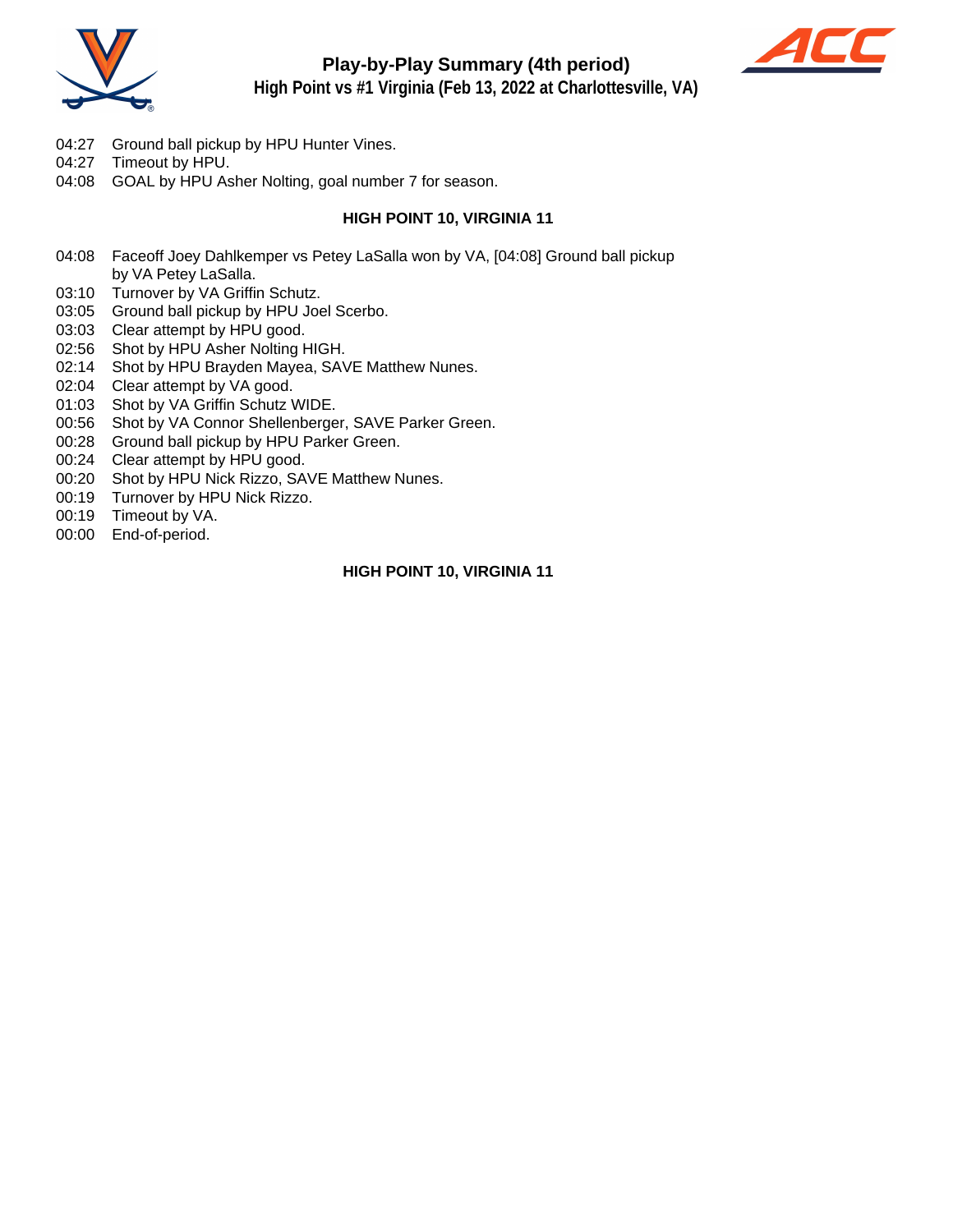# Play-by-Play Summary (4th period)

## High Point vs #1 Virginia (Feb 13, 2022 at Charlottesville, VA)

04:27 Ground ball pickup by HPU Hunter Vines.
04:27 Timeout by HPU.
04:08 GOAL by HPU Asher Nolting, goal number 7 for season.

**HIGH POINT 10, VIRGINIA 11**

04:08 Faceoff Joey Dahlkemper vs Petey LaSalla won by VA, [04:08] Ground ball pickup by VA Petey LaSalla.
03:10 Turnover by VA Griffin Schutz.
03:05 Ground ball pickup by HPU Joel Scerbo.
03:03 Clear attempt by HPU good.
02:56 Shot by HPU Asher Nolting HIGH.
02:14 Shot by HPU Brayden Mayea, SAVE Matthew Nunes.
02:04 Clear attempt by VA good.
01:03 Shot by VA Griffin Schutz WIDE.
00:56 Shot by VA Connor Shellenberger, SAVE Parker Green.
00:28 Ground ball pickup by HPU Parker Green.
00:24 Clear attempt by HPU good.
00:20 Shot by HPU Nick Rizzo, SAVE Matthew Nunes.
00:19 Turnover by HPU Nick Rizzo.
00:19 Timeout by VA.
00:00 End-of-period.

**HIGH POINT 10, VIRGINIA 11**